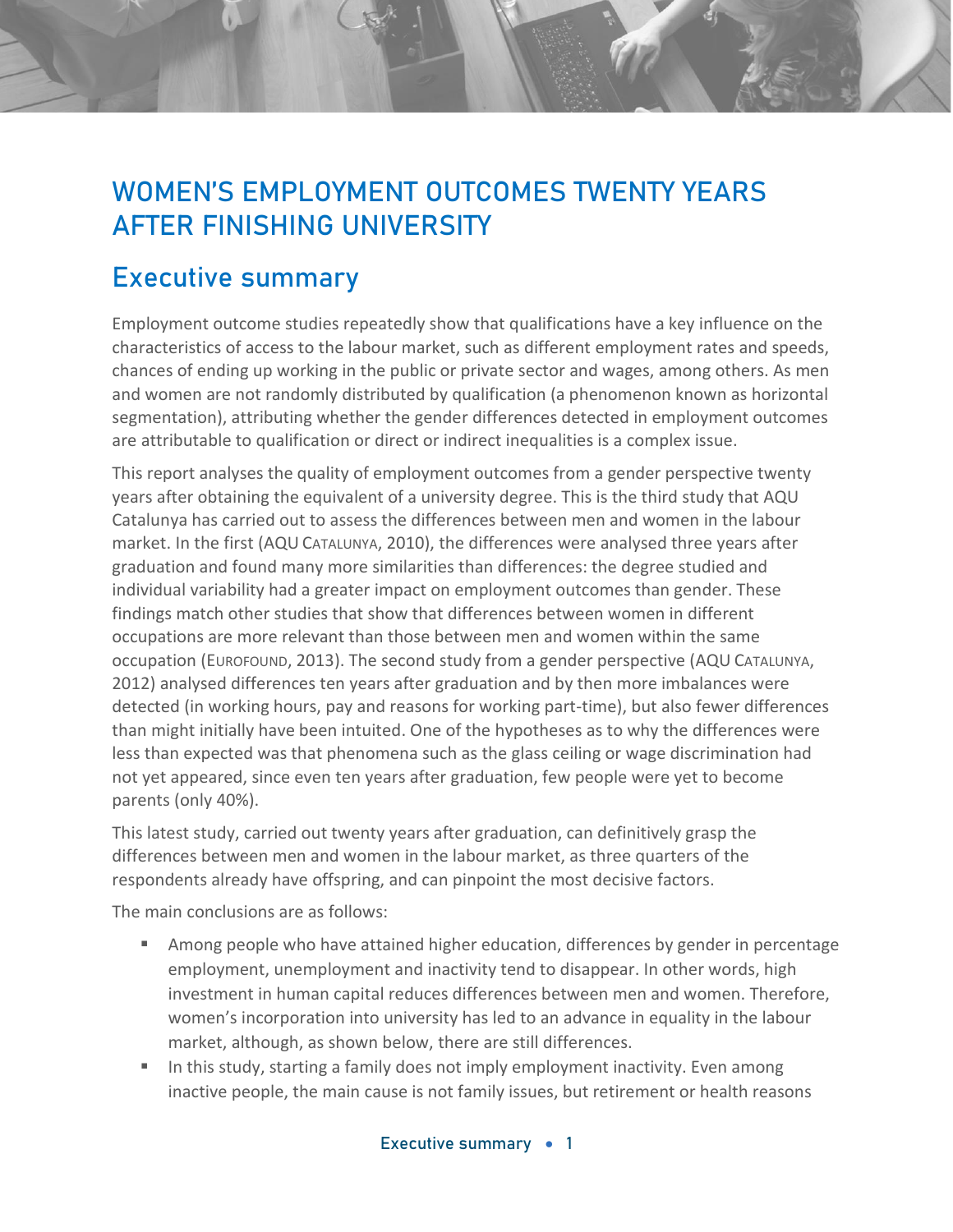# WOMEN'S EMPLOYMENT OUTCOMES TWENTY YEARS AFTER FINISHING UNIVERSITY

## Executive summary

Employment outcome studies repeatedly show that qualifications have a key influence on the characteristics of access to the labour market, such as different employment rates and speeds, chances of ending up working in the public or private sector and wages, among others. As men and women are not randomly distributed by qualification (a phenomenon known as horizontal segmentation), attributing whether the gender differences detected in employment outcomes are attributable to qualification or direct or indirect inequalities is a complex issue.

This report analyses the quality of employment outcomes from a gender perspective twenty years after obtaining the equivalent of a university degree. This is the third study that AQU Catalunya has carried out to assess the differences between men and women in the labour market. In the first (AQU CATALUNYA, 2010), the differences were analysed three years after graduation and found many more similarities than differences: the degree studied and individual variability had a greater impact on employment outcomes than gender. These findings match other studies that show that differences between women in different occupations are more relevant than those between men and women within the same occupation (EUROFOUND, 2013). The second study from a gender perspective (AQU CATALUNYA, 2012) analysed differences ten years after graduation and by then more imbalances were detected (in working hours, pay and reasons for working part-time), but also fewer differences than might initially have been intuited. One of the hypotheses as to why the differences were less than expected was that phenomena such as the glass ceiling or wage discrimination had not yet appeared, since even ten years after graduation, few people were yet to become parents (only 40%).

This latest study, carried out twenty years after graduation, can definitively grasp the differences between men and women in the labour market, as three quarters of the respondents already have offspring, and can pinpoint the most decisive factors.

The main conclusions are as follows:

- Among people who have attained higher education, differences by gender in percentage employment, unemployment and inactivity tend to disappear. In other words, high investment in human capital reduces differences between men and women. Therefore, women's incorporation into university has led to an advance in equality in the labour market, although, as shown below, there are still differences.
- In this study, starting a family does not imply employment inactivity. Even among inactive people, the main cause is not family issues, but retirement or health reasons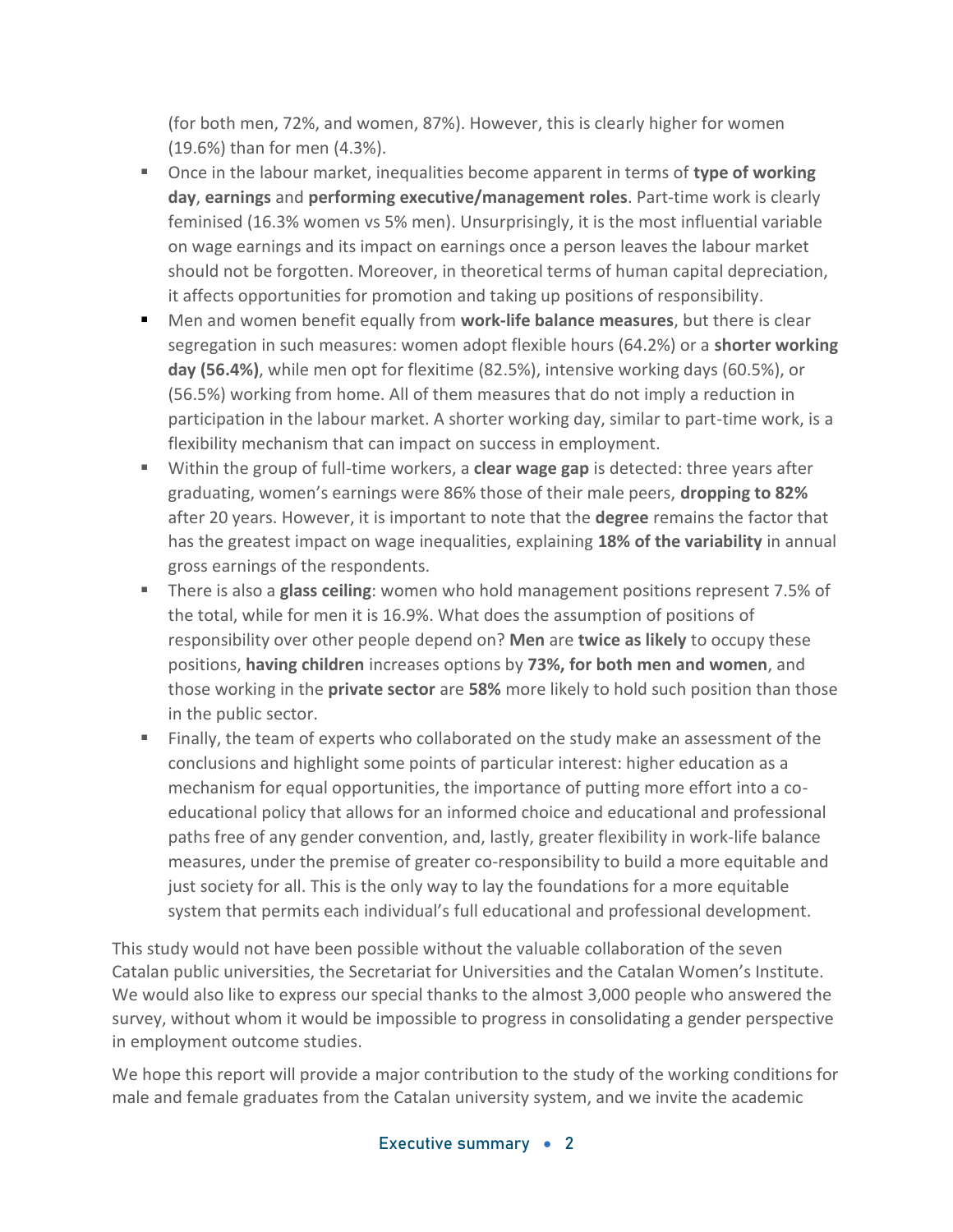(for both men, 72%, and women, 87%). However, this is clearly higher for women (19.6%) than for men (4.3%).

- Once in the labour market, inequalities become apparent in terms of **type of working day**, **earnings** and **performing executive/management roles**. Part-time work is clearly feminised (16.3% women vs 5% men). Unsurprisingly, it is the most influential variable on wage earnings and its impact on earnings once a person leaves the labour market should not be forgotten. Moreover, in theoretical terms of human capital depreciation, it affects opportunities for promotion and taking up positions of responsibility.
- Men and women benefit equally from **work-life balance measures**, but there is clear segregation in such measures: women adopt flexible hours (64.2%) or a **shorter working day (56.4%)**, while men opt for flexitime (82.5%), intensive working days (60.5%), or (56.5%) working from home. All of them measures that do not imply a reduction in participation in the labour market. A shorter working day, similar to part-time work, is a flexibility mechanism that can impact on success in employment.
- Within the group of full-time workers, a **clear wage gap** is detected: three years after graduating, women's earnings were 86% those of their male peers, **dropping to 82%** after 20 years. However, it is important to note that the **degree** remains the factor that has the greatest impact on wage inequalities, explaining **18% of the variability** in annual gross earnings of the respondents.
- There is also a **glass ceiling**: women who hold management positions represent 7.5% of the total, while for men it is 16.9%. What does the assumption of positions of responsibility over other people depend on? **Men** are **twice as likely** to occupy these positions, **having children** increases options by **73%, for both men and women**, and those working in the **private sector** are **58%** more likely to hold such position than those in the public sector.
- Finally, the team of experts who collaborated on the study make an assessment of the conclusions and highlight some points of particular interest: higher education as a mechanism for equal opportunities, the importance of putting more effort into a co-educational policy that allows for an informed choice and educational and professional paths free of any gender convention, and, lastly, greater flexibility in work-life balance measures, under the premise of greater co-responsibility to build a more equitable and just society for all. This is the only way to lay the foundations for a more equitable system that permits each individual's full educational and professional development.

This study would not have been possible without the valuable collaboration of the seven Catalan public universities, the Secretariat for Universities and the Catalan Women's Institute. We would also like to express our special thanks to the almost 3,000 people who answered the survey, without whom it would be impossible to progress in consolidating a gender perspective in employment outcome studies.

We hope this report will provide a major contribution to the study of the working conditions for male and female graduates from the Catalan university system, and we invite the academic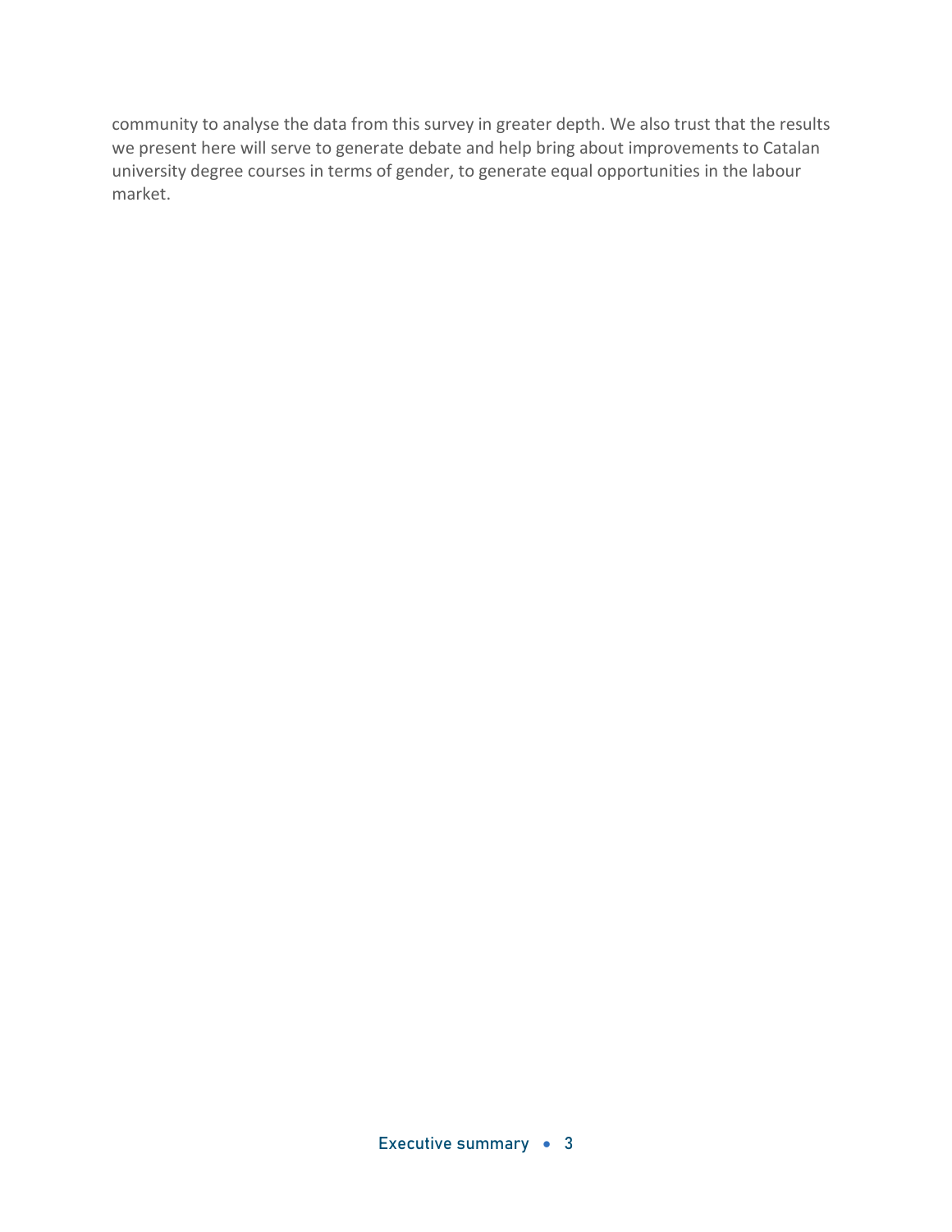community to analyse the data from this survey in greater depth. We also trust that the results we present here will serve to generate debate and help bring about improvements to Catalan university degree courses in terms of gender, to generate equal opportunities in the labour market.